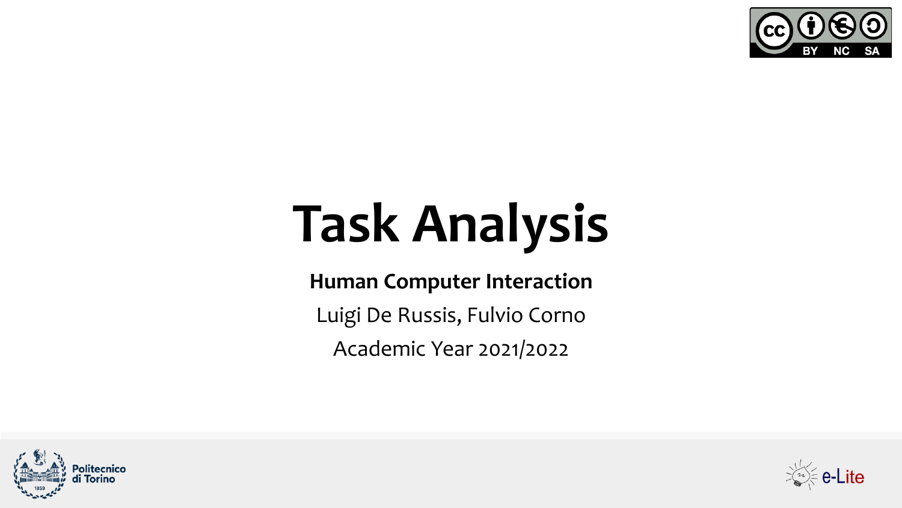# Task Analysis

**Human Computer Interaction**

Luigi De Russis, Fulvio Corno

Academic Year 2021/2022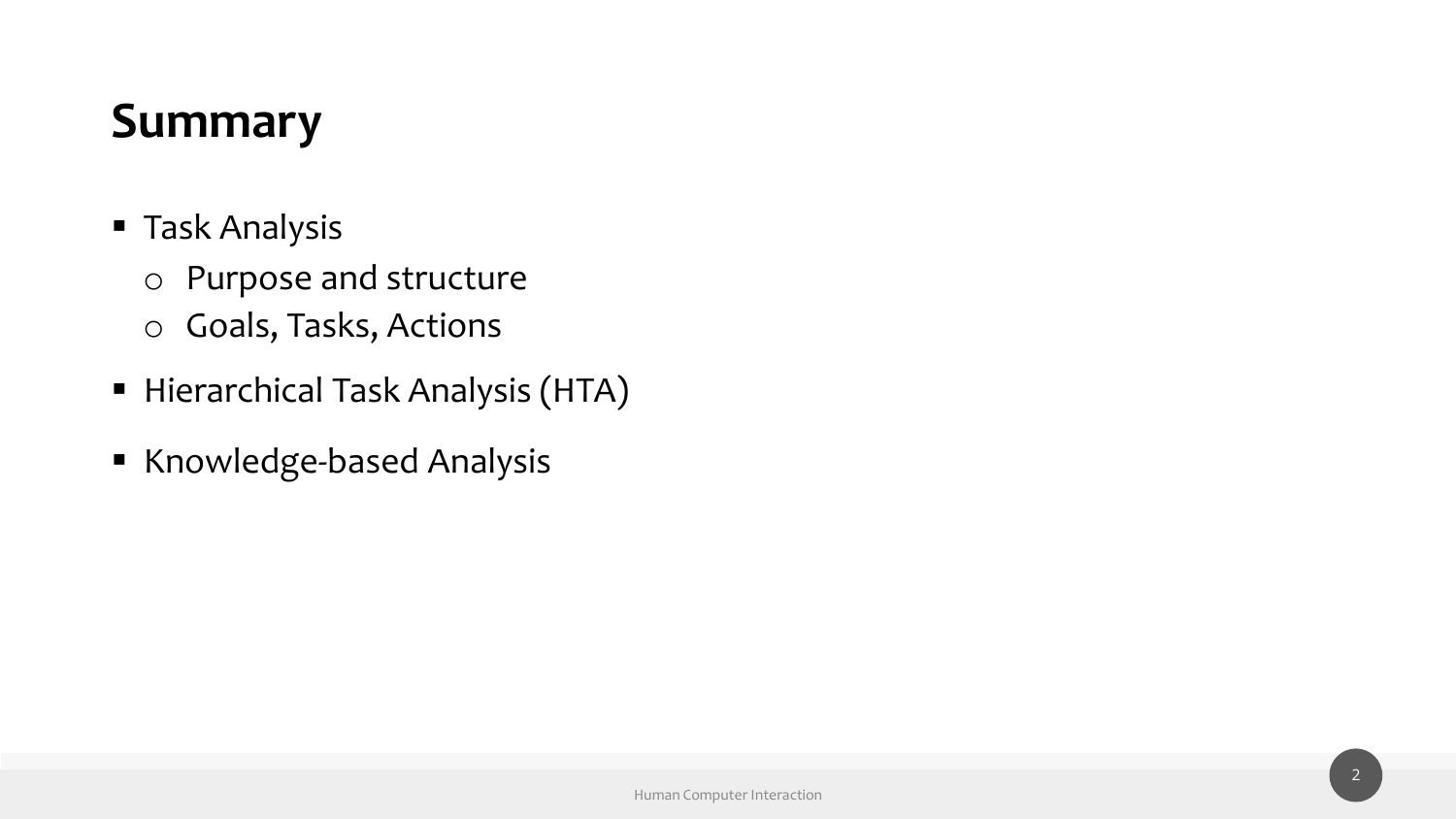# Summary

- Task Analysis
  - Purpose and structure
  - Goals, Tasks, Actions
- Hierarchical Task Analysis (HTA)
- Knowledge-based Analysis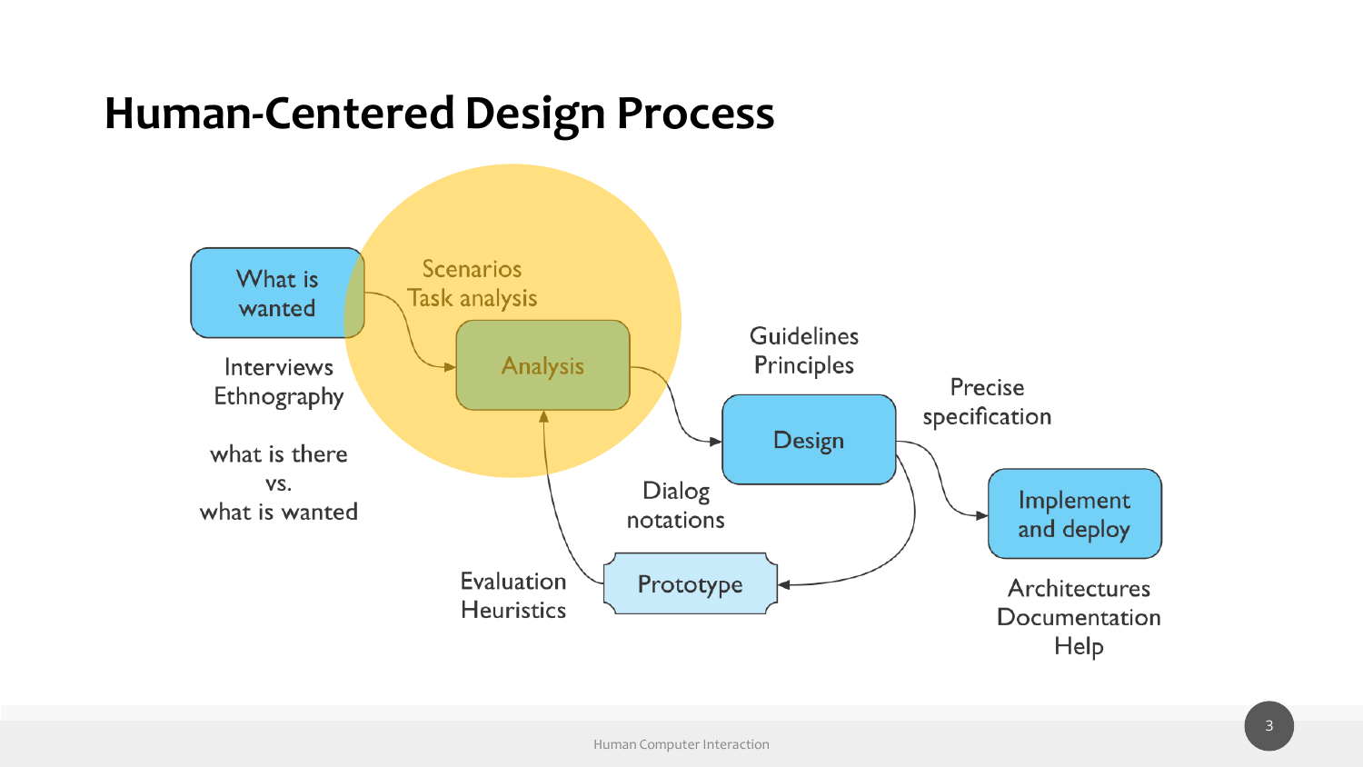# Human-Centered Design Process

What is wanted

Interviews
Ethnography

what is there
vs.
what is wanted

Scenarios
Task analysis

Analysis

Guidelines
Principles

Design

Precise
specification

Implement and deploy

Architectures
Documentation
Help

Dialog
notations

Prototype

Evaluation
Heuristics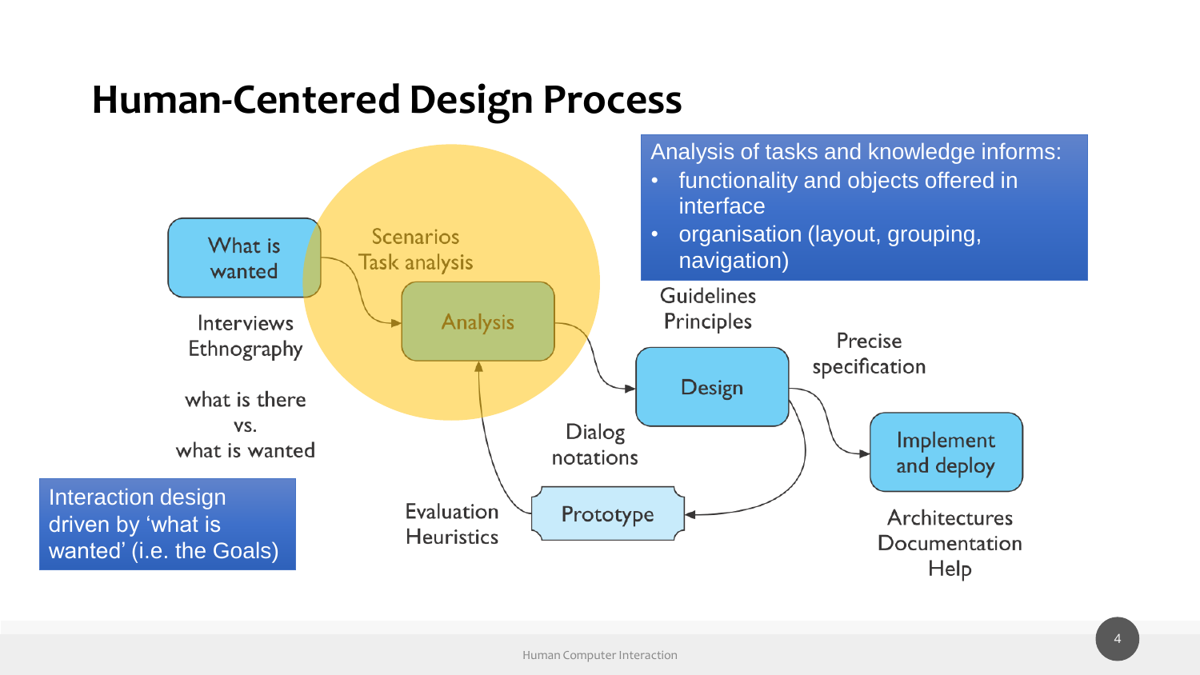# Human-Centered Design Process

Analysis of tasks and knowledge informs:

- functionality and objects offered in interface
- organisation (layout, grouping, navigation)

What is wanted

Interviews
Ethnography

what is there
vs.
what is wanted

Scenarios
Task analysis

Analysis

Guidelines
Principles

Design

Precise
specification

Implement
and deploy

Architectures
Documentation
Help

Dialog
notations

Evaluation
Heuristics

Prototype

Interaction design driven by 'what is wanted' (i.e. the Goals)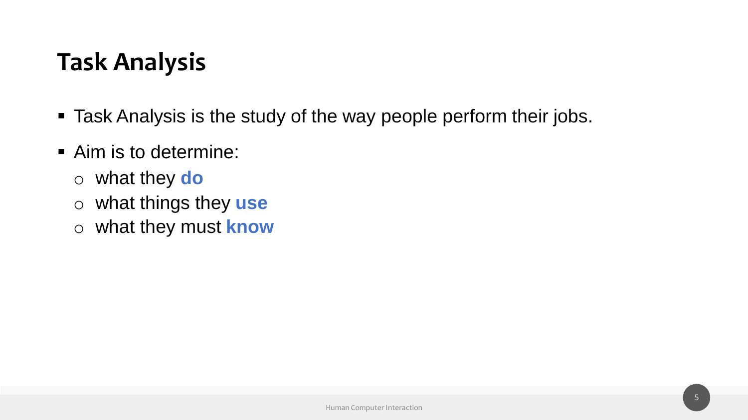# Task Analysis

- Task Analysis is the study of the way people perform their jobs.
- Aim is to determine:
  - what they **do**
  - what things they **use**
  - what they must **know**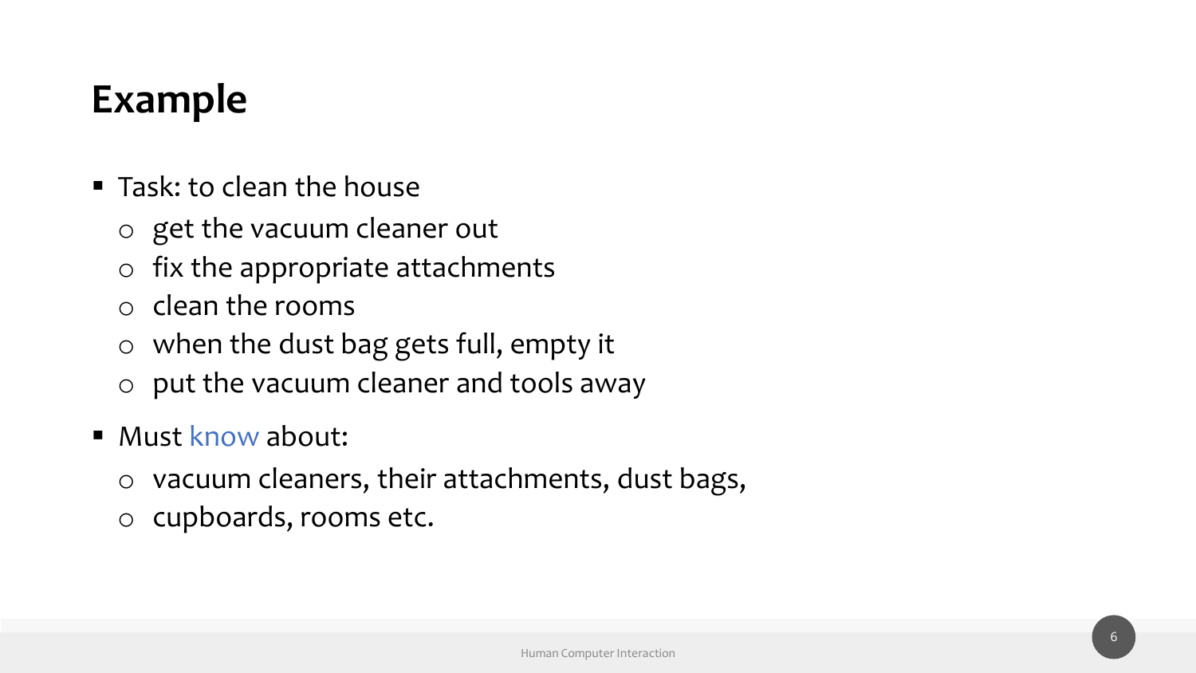# Example

- Task: to clean the house
  - get the vacuum cleaner out
  - fix the appropriate attachments
  - clean the rooms
  - when the dust bag gets full, empty it
  - put the vacuum cleaner and tools away
- Must know about:
  - vacuum cleaners, their attachments, dust bags,
  - cupboards, rooms etc.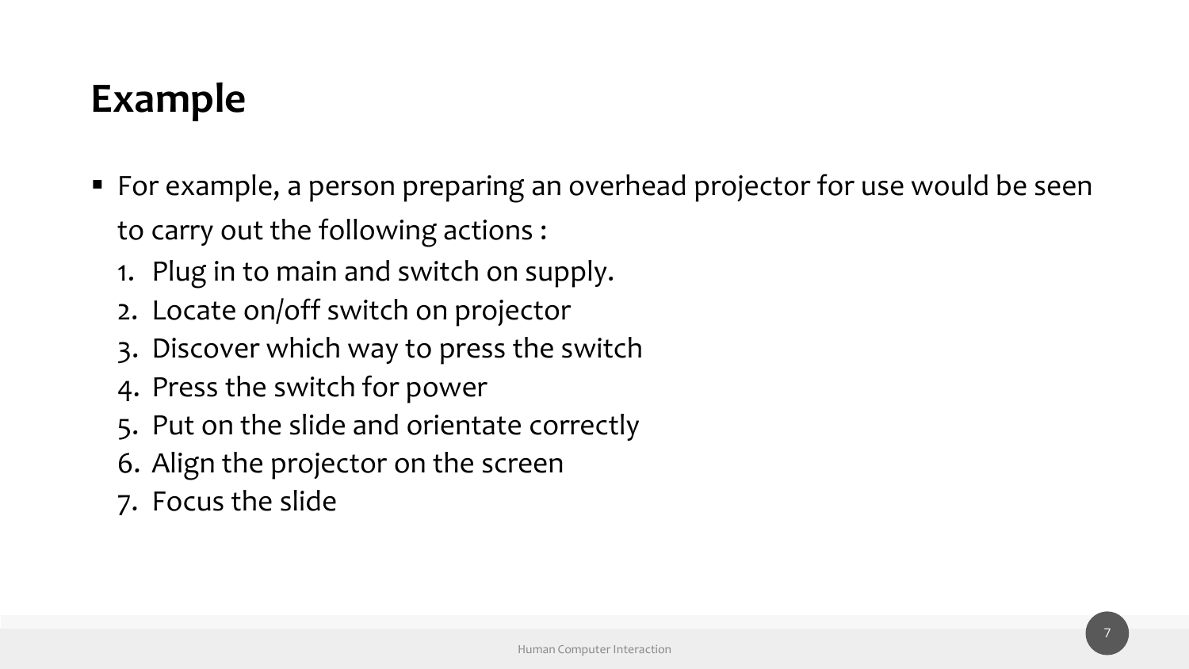# Example

- For example, a person preparing an overhead projector for use would be seen to carry out the following actions :
  1. Plug in to main and switch on supply.
  2. Locate on/off switch on projector
  3. Discover which way to press the switch
  4. Press the switch for power
  5. Put on the slide and orientate correctly
  6. Align the projector on the screen
  7. Focus the slide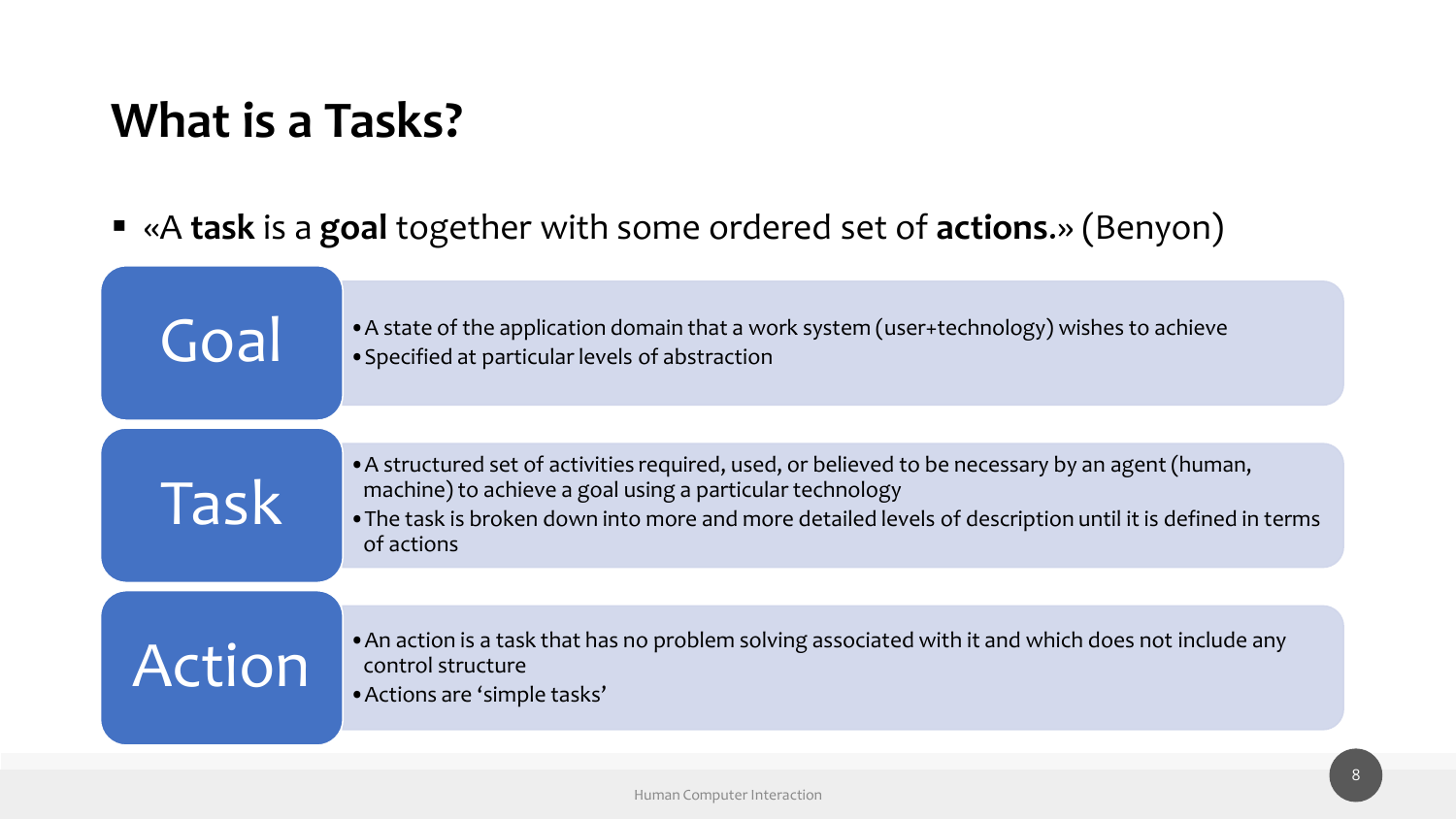# What is a Tasks?

- «A **task** is a **goal** together with some ordered set of **actions**.» (Benyon)

## Goal

- A state of the application domain that a work system (user+technology) wishes to achieve
- Specified at particular levels of abstraction

## Task

- A structured set of activities required, used, or believed to be necessary by an agent (human, machine) to achieve a goal using a particular technology
- The task is broken down into more and more detailed levels of description until it is defined in terms of actions

## Action

- An action is a task that has no problem solving associated with it and which does not include any control structure
- Actions are 'simple tasks'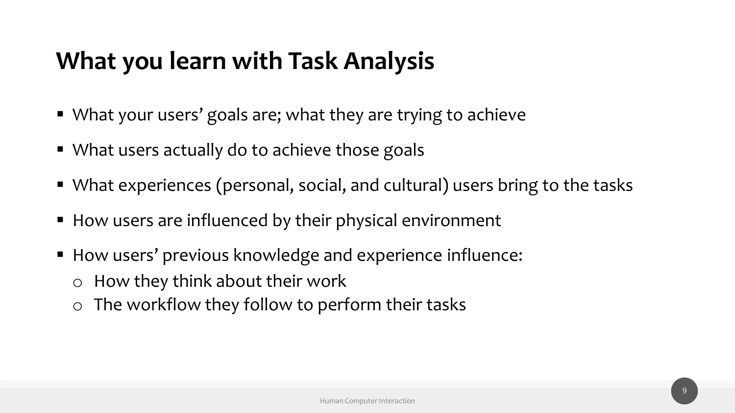# What you learn with Task Analysis

- What your users' goals are; what they are trying to achieve
- What users actually do to achieve those goals
- What experiences (personal, social, and cultural) users bring to the tasks
- How users are influenced by their physical environment
- How users' previous knowledge and experience influence:
  - How they think about their work
  - The workflow they follow to perform their tasks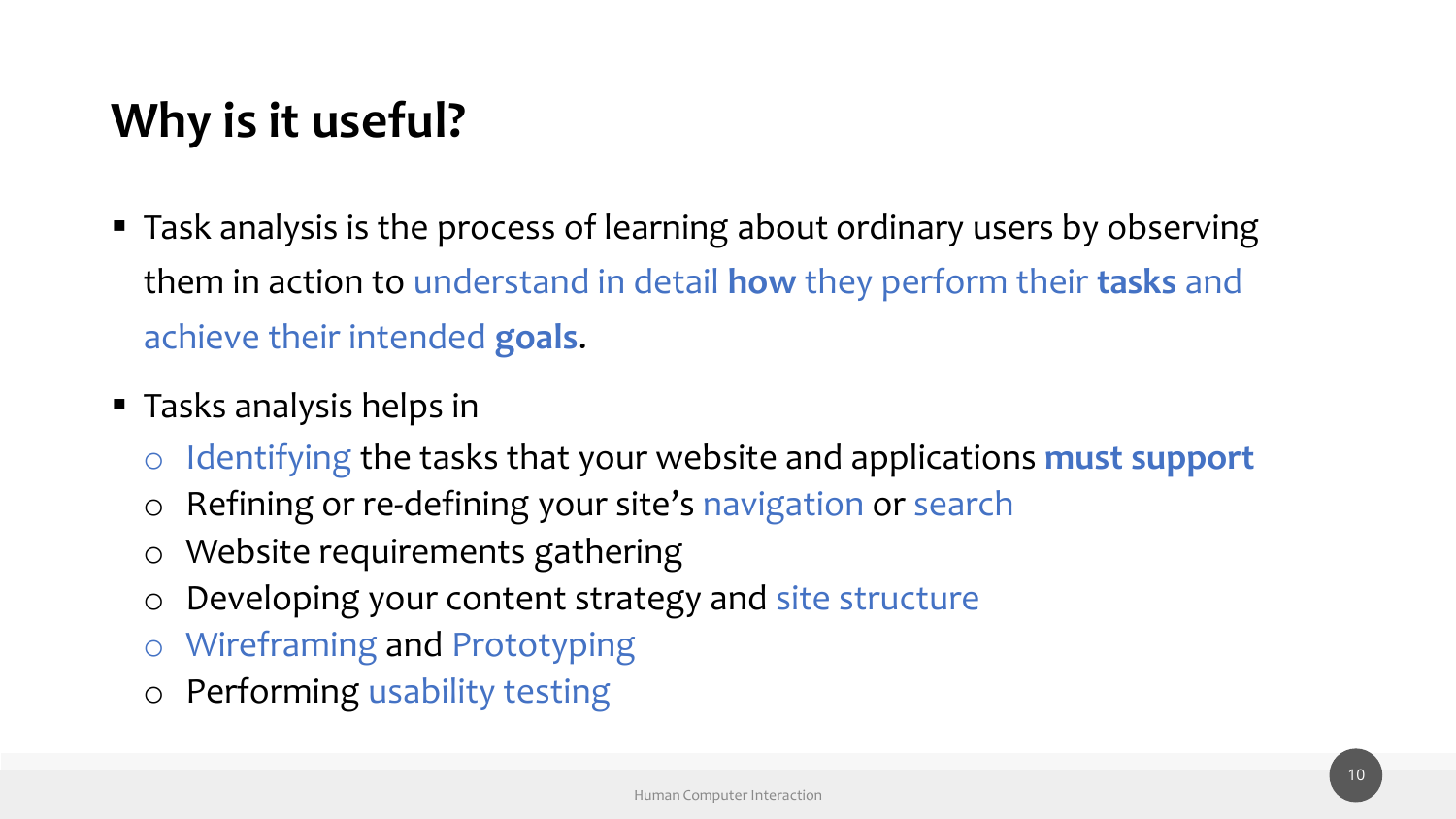# Why is it useful?

- Task analysis is the process of learning about ordinary users by observing them in action to understand in detail **how** they perform their **tasks** and achieve their intended **goals**.
- Tasks analysis helps in
  - Identifying the tasks that your website and applications **must support**
  - Refining or re-defining your site's navigation or search
  - Website requirements gathering
  - Developing your content strategy and site structure
  - Wireframing and Prototyping
  - Performing usability testing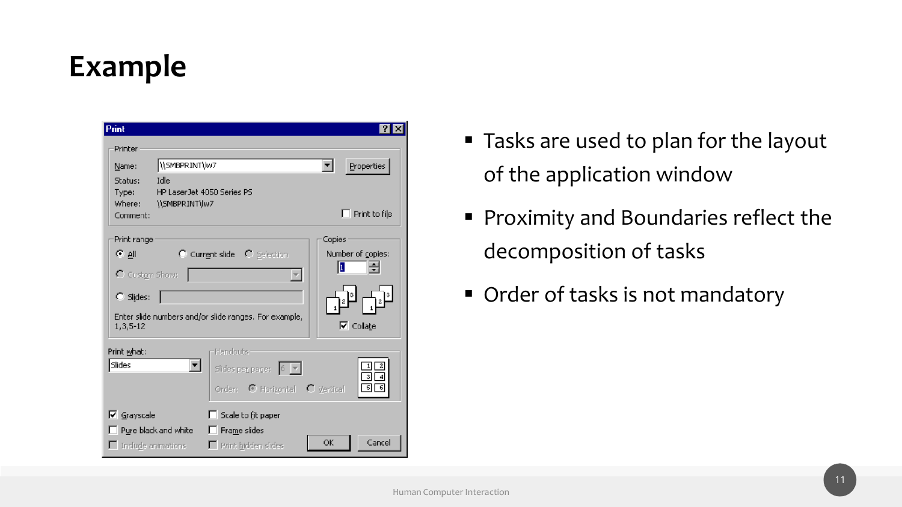# Example

- Tasks are used to plan for the layout of the application window
- Proximity and Boundaries reflect the decomposition of tasks
- Order of tasks is not mandatory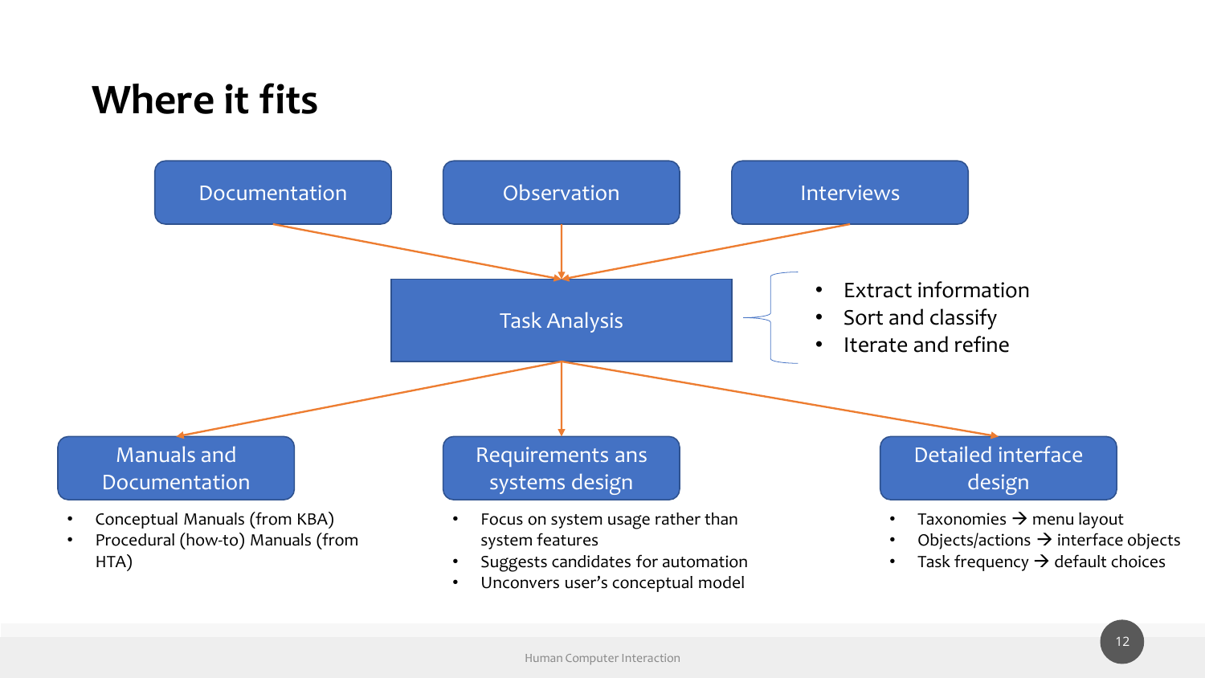# Where it fits

Documentation

Observation

Interviews

Task Analysis

- Extract information
- Sort and classify
- Iterate and refine

**Manuals and Documentation**

- Conceptual Manuals (from KBA)
- Procedural (how-to) Manuals (from HTA)

**Requirements ans systems design**

- Focus on system usage rather than system features
- Suggests candidates for automation
- Unconvers user's conceptual model

**Detailed interface design**

- Taxonomies → menu layout
- Objects/actions → interface objects
- Task frequency → default choices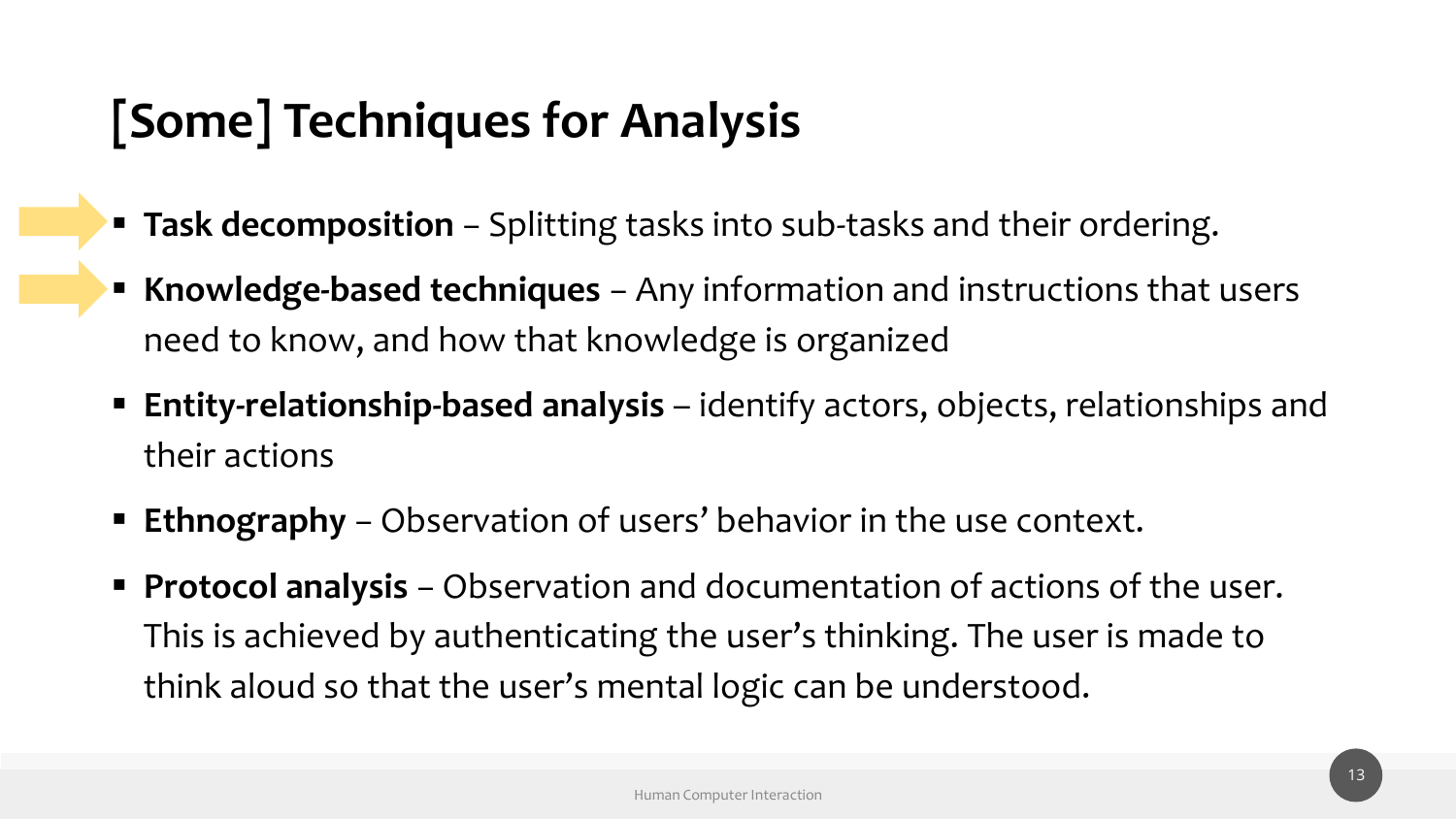# [Some] Techniques for Analysis

- **Task decomposition** – Splitting tasks into sub-tasks and their ordering.
- **Knowledge-based techniques** – Any information and instructions that users need to know, and how that knowledge is organized
- **Entity-relationship-based analysis** – identify actors, objects, relationships and their actions
- **Ethnography** – Observation of users' behavior in the use context.
- **Protocol analysis** – Observation and documentation of actions of the user. This is achieved by authenticating the user's thinking. The user is made to think aloud so that the user's mental logic can be understood.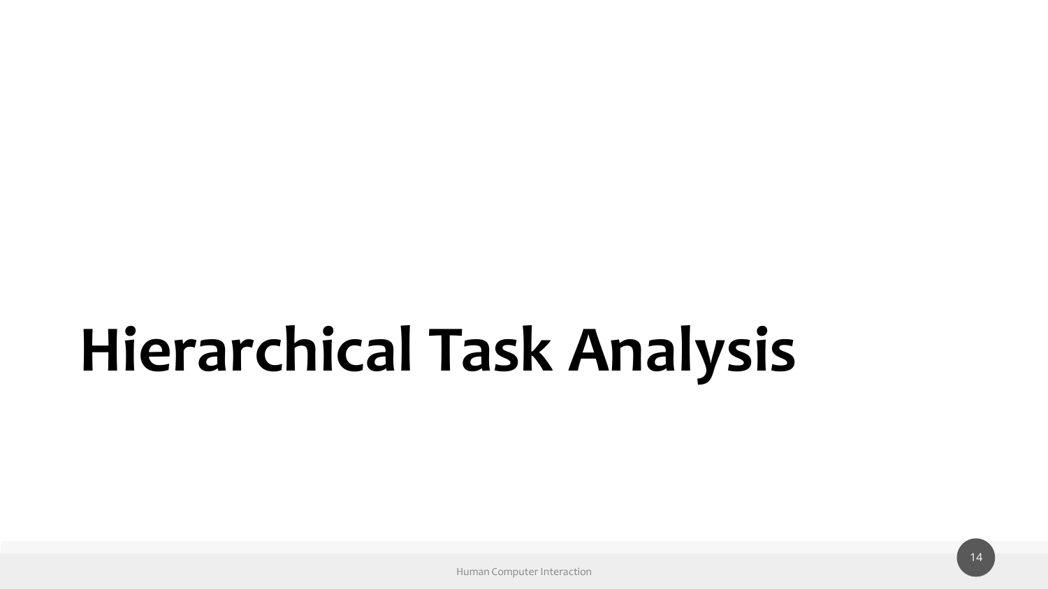# Hierarchical Task Analysis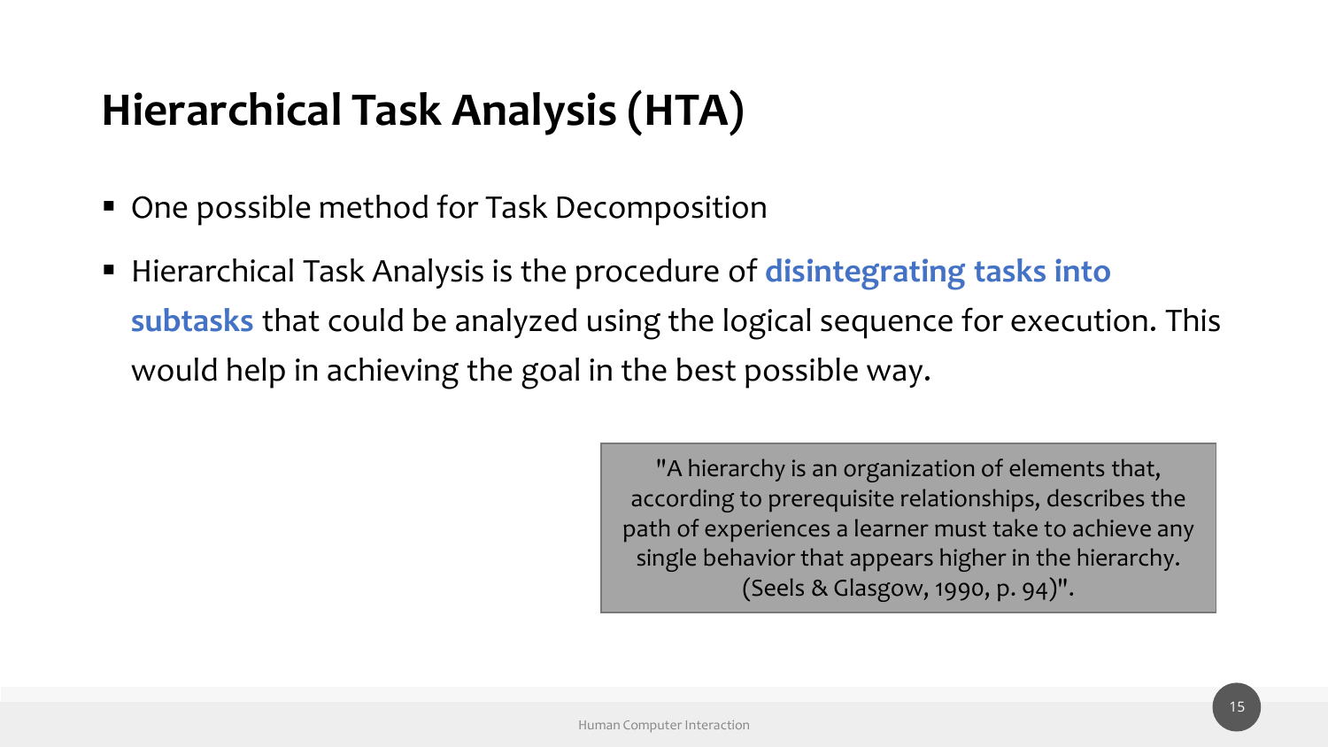# Hierarchical Task Analysis (HTA)

- One possible method for Task Decomposition
- Hierarchical Task Analysis is the procedure of **disintegrating tasks into subtasks** that could be analyzed using the logical sequence for execution. This would help in achieving the goal in the best possible way.

> "A hierarchy is an organization of elements that, according to prerequisite relationships, describes the path of experiences a learner must take to achieve any single behavior that appears higher in the hierarchy. (Seels & Glasgow, 1990, p. 94)".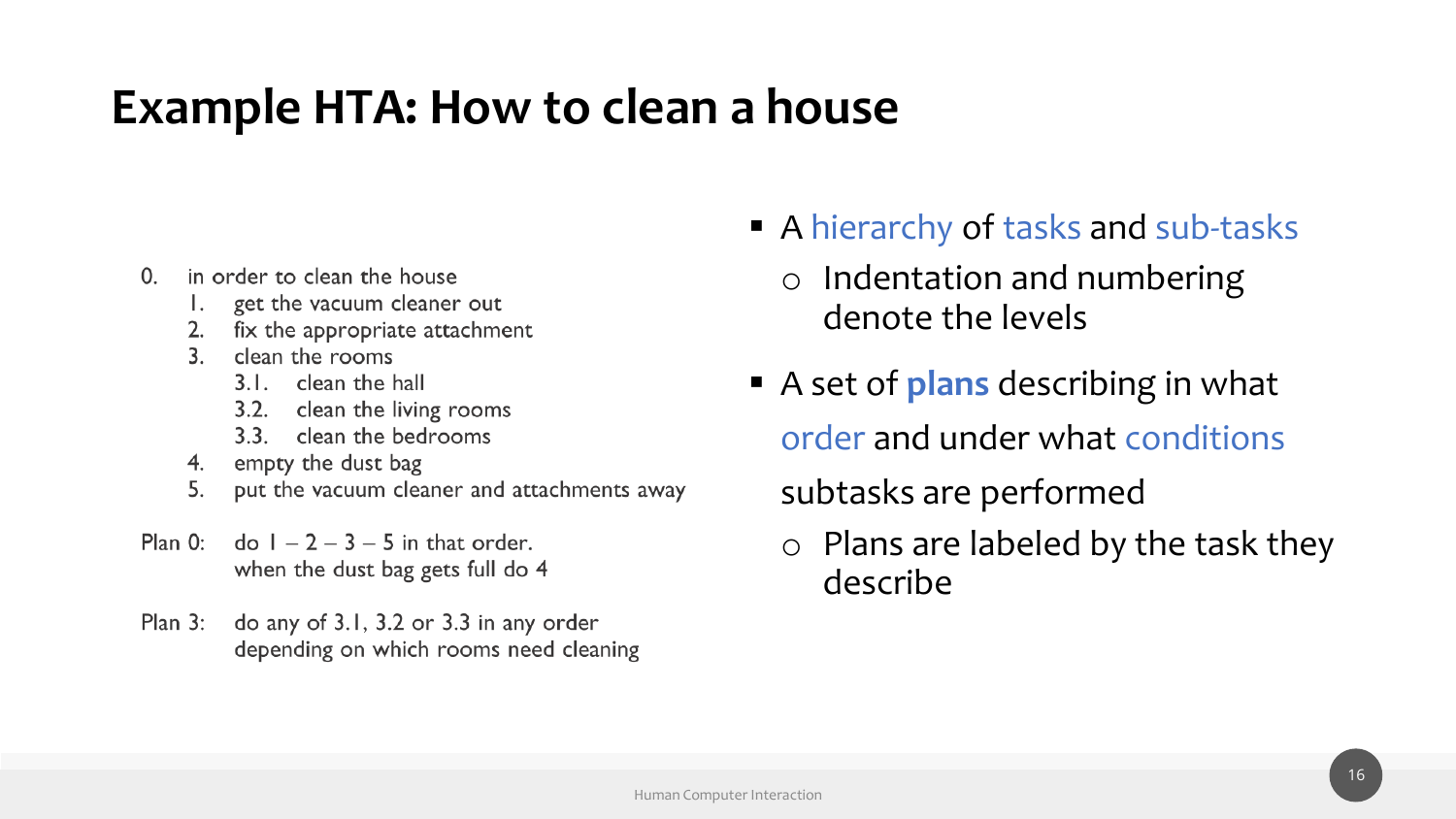# Example HTA: How to clean a house

0. in order to clean the house
    1. get the vacuum cleaner out
    2. fix the appropriate attachment
    3. clean the rooms
        - 3.1. clean the hall
        - 3.2. clean the living rooms
        - 3.3. clean the bedrooms
    4. empty the dust bag
    5. put the vacuum cleaner and attachments away

Plan 0: do 1 – 2 – 3 – 5 in that order.
when the dust bag gets full do 4

Plan 3: do any of 3.1, 3.2 or 3.3 in any order
depending on which rooms need cleaning

- A hierarchy of tasks and sub-tasks
    - Indentation and numbering denote the levels
- A set of **plans** describing in what order and under what conditions subtasks are performed
    - Plans are labeled by the task they describe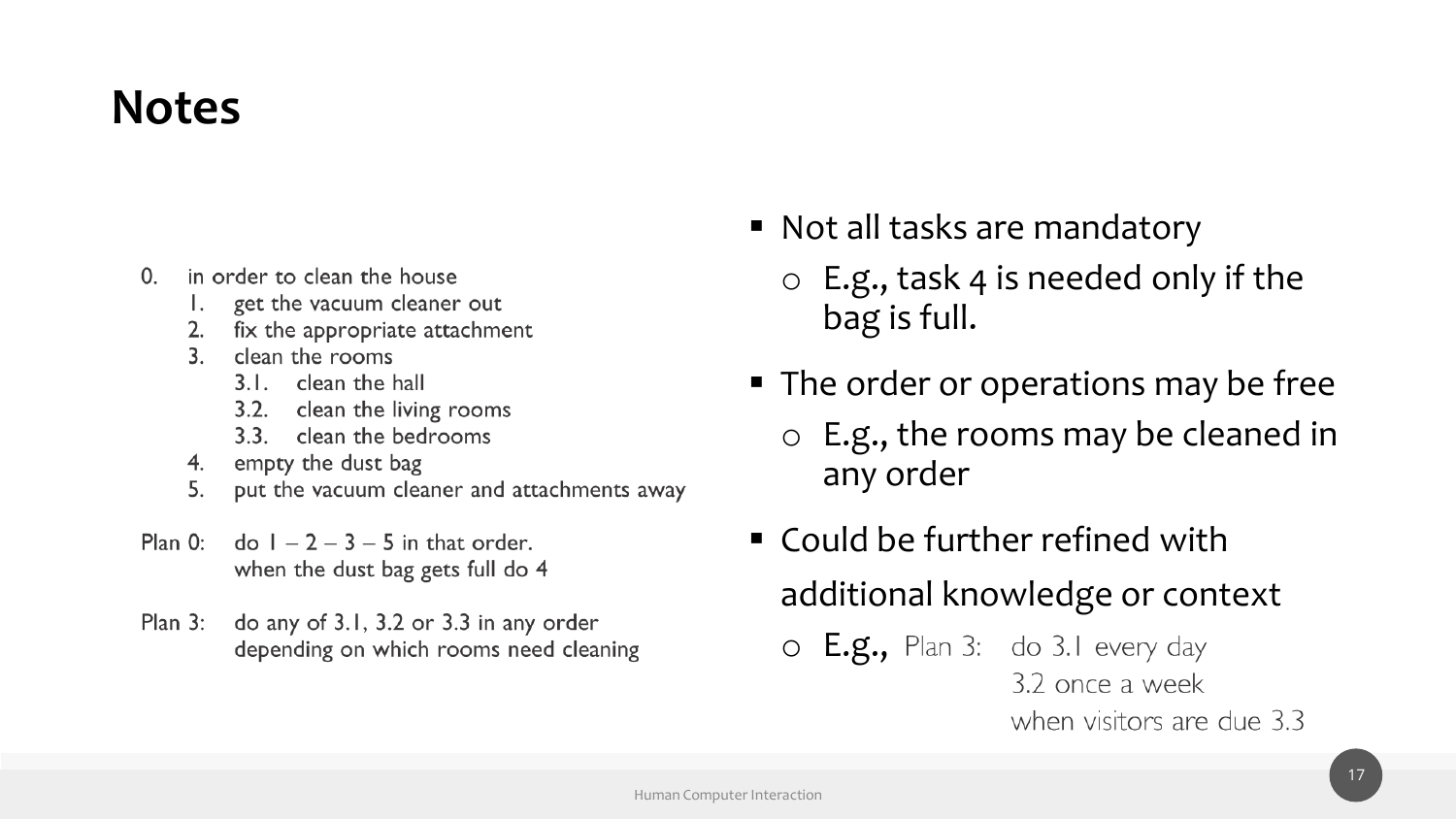# Notes

0. in order to clean the house
    1. get the vacuum cleaner out
    2. fix the appropriate attachment
    3. clean the rooms
        - 3.1. clean the hall
        - 3.2. clean the living rooms
        - 3.3. clean the bedrooms
    4. empty the dust bag
    5. put the vacuum cleaner and attachments away

Plan 0: do 1 – 2 – 3 – 5 in that order.
when the dust bag gets full do 4

Plan 3: do any of 3.1, 3.2 or 3.3 in any order
depending on which rooms need cleaning

- Not all tasks are mandatory
    - E.g., task 4 is needed only if the bag is full.
- The order or operations may be free
    - E.g., the rooms may be cleaned in any order
- Could be further refined with additional knowledge or context
    - E.g., Plan 3: do 3.1 every day
      3.2 once a week
      when visitors are due 3.3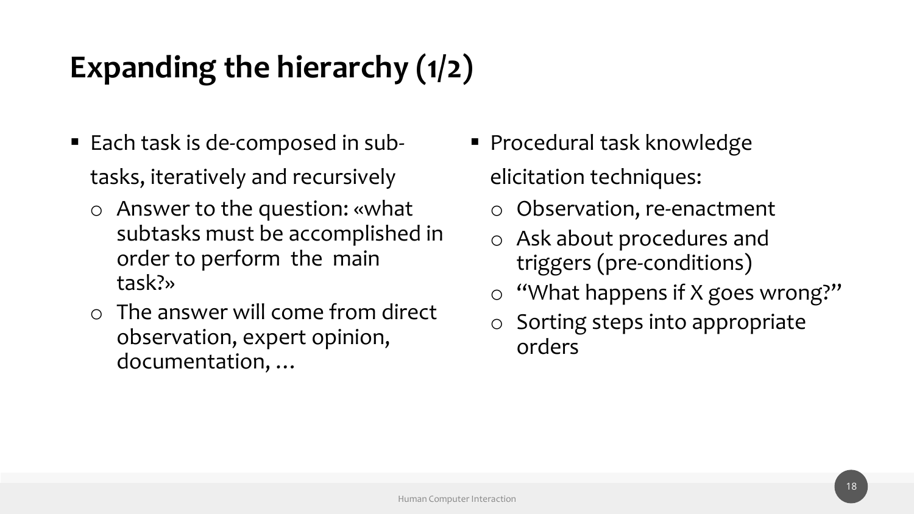# Expanding the hierarchy (1/2)

- Each task is de-composed in sub-tasks, iteratively and recursively
  - Answer to the question: «what subtasks must be accomplished in order to perform the main task?»
  - The answer will come from direct observation, expert opinion, documentation, …
- Procedural task knowledge elicitation techniques:
  - Observation, re-enactment
  - Ask about procedures and triggers (pre-conditions)
  - "What happens if X goes wrong?"
  - Sorting steps into appropriate orders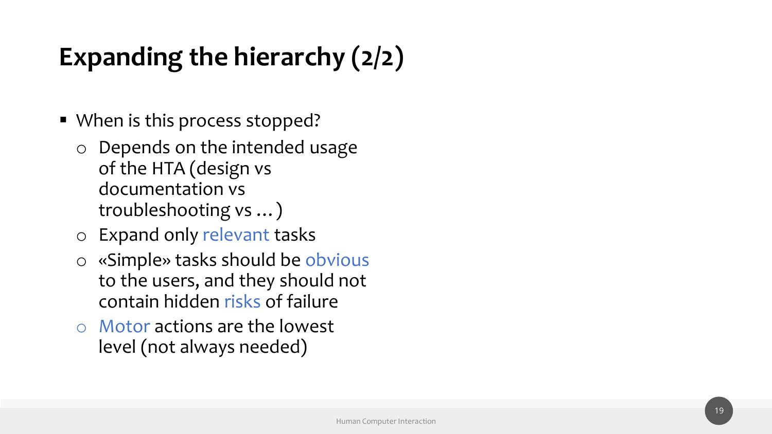# Expanding the hierarchy (2/2)

- When is this process stopped?
  - Depends on the intended usage of the HTA (design vs documentation vs troubleshooting vs … )
  - Expand only relevant tasks
  - «Simple» tasks should be obvious to the users, and they should not contain hidden risks of failure
  - Motor actions are the lowest level (not always needed)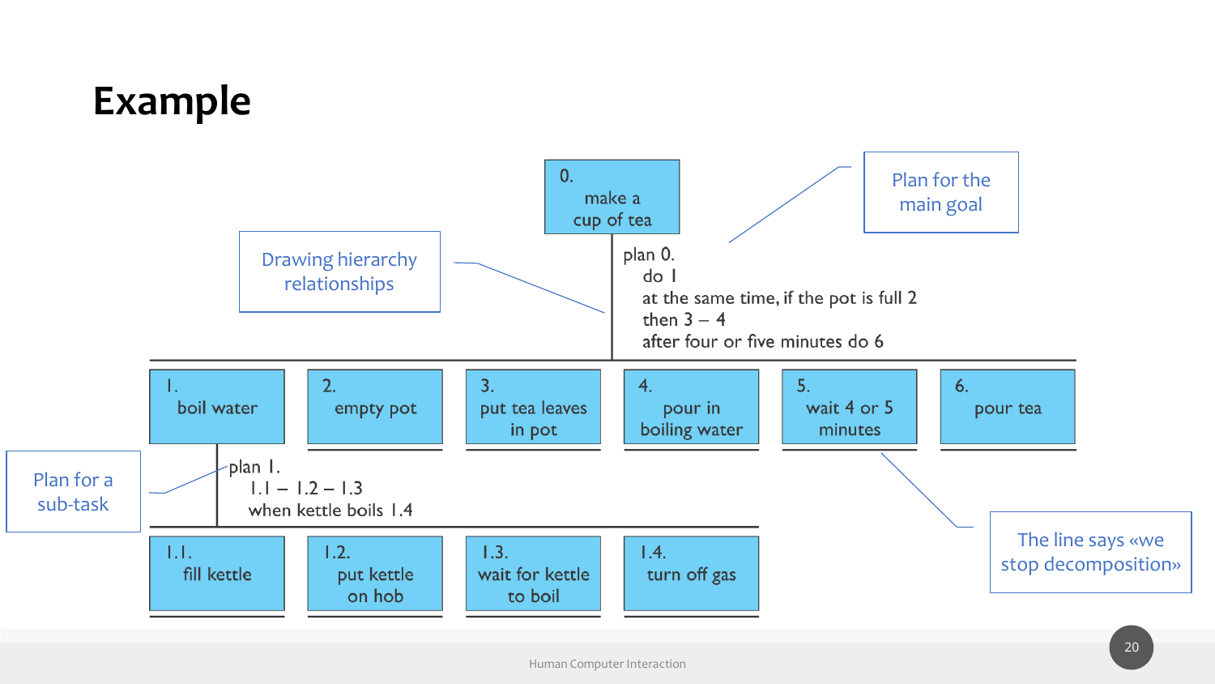# Example

0. make a cup of tea

plan 0.
do 1
at the same time, if the pot is full 2
then 3 – 4
after four or five minutes do 6

1. boil water
2. empty pot
3. put tea leaves in pot
4. pour in boiling water
5. wait 4 or 5 minutes
6. pour tea

plan 1.
1.1 – 1.2 – 1.3
when kettle boils 1.4

1.1. fill kettle
1.2. put kettle on hob
1.3. wait for kettle to boil
1.4. turn off gas

Drawing hierarchy relationships

Plan for the main goal

Plan for a sub-task

The line says «we stop decomposition»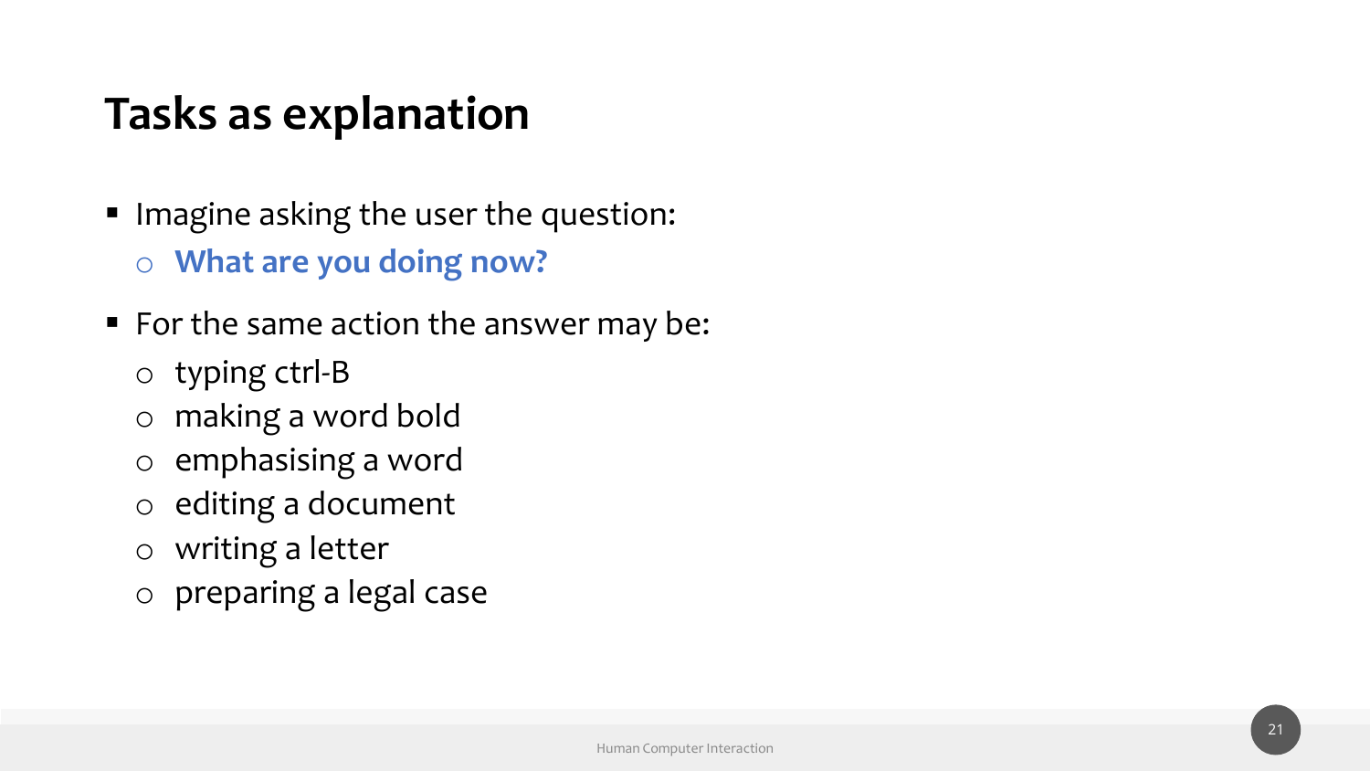# Tasks as explanation

- Imagine asking the user the question:
  - **What are you doing now?**
- For the same action the answer may be:
  - typing ctrl-B
  - making a word bold
  - emphasising a word
  - editing a document
  - writing a letter
  - preparing a legal case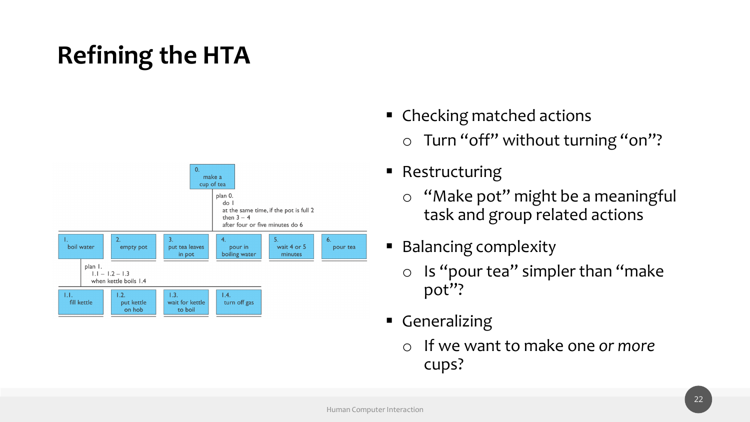# Refining the HTA

0\. make a cup of tea

plan 0.
do 1
at the same time, if the pot is full 2
then 3 – 4
after four or five minutes do 6

1\. boil water
2\. empty pot
3\. put tea leaves in pot
4\. pour in boiling water
5\. wait 4 or 5 minutes
6\. pour tea

plan 1.
1.1 – 1.2 – 1.3
when kettle boils 1.4

1.1. fill kettle
1.2. put kettle on hob
1.3. wait for kettle to boil
1.4. turn off gas

- Checking matched actions
  - Turn "off" without turning "on"?
- Restructuring
  - "Make pot" might be a meaningful task and group related actions
- Balancing complexity
  - Is "pour tea" simpler than "make pot"?
- Generalizing
  - If we want to make one *or more* cups?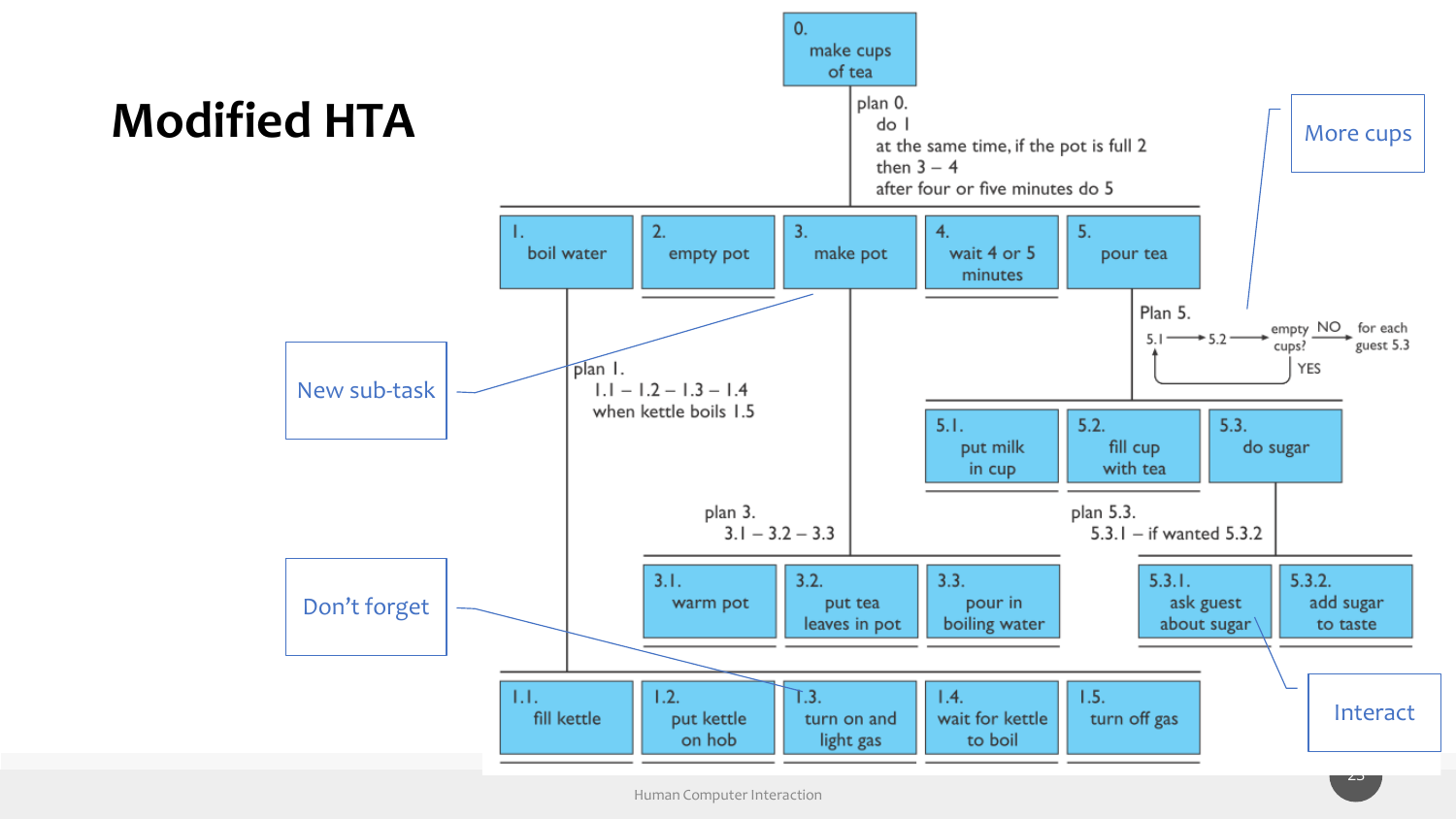# Modified HTA

0. make cups of tea

plan 0.
do 1
at the same time, if the pot is full 2
then 3 – 4
after four or five minutes do 5

1. boil water
2. empty pot
3. make pot
4. wait 4 or 5 minutes
5. pour tea

plan 1.
1.1 – 1.2 – 1.3 – 1.4
when kettle boils 1.5

- 1.1. fill kettle
- 1.2. put kettle on hob
- 1.3. turn on and light gas
- 1.4. wait for kettle to boil
- 1.5. turn off gas

plan 3.
3.1 – 3.2 – 3.3

- 3.1. warm pot
- 3.2. put tea leaves in pot
- 3.3. pour in boiling water

Plan 5.
5.1 → 5.2 → empty cups? NO → for each guest 5.3
YES → 5.1

- 5.1. put milk in cup
- 5.2. fill cup with tea
- 5.3. do sugar

plan 5.3.
5.3.1 – if wanted 5.3.2

- 5.3.1. ask guest about sugar
- 5.3.2. add sugar to taste

New sub-task

Don't forget

More cups

Interact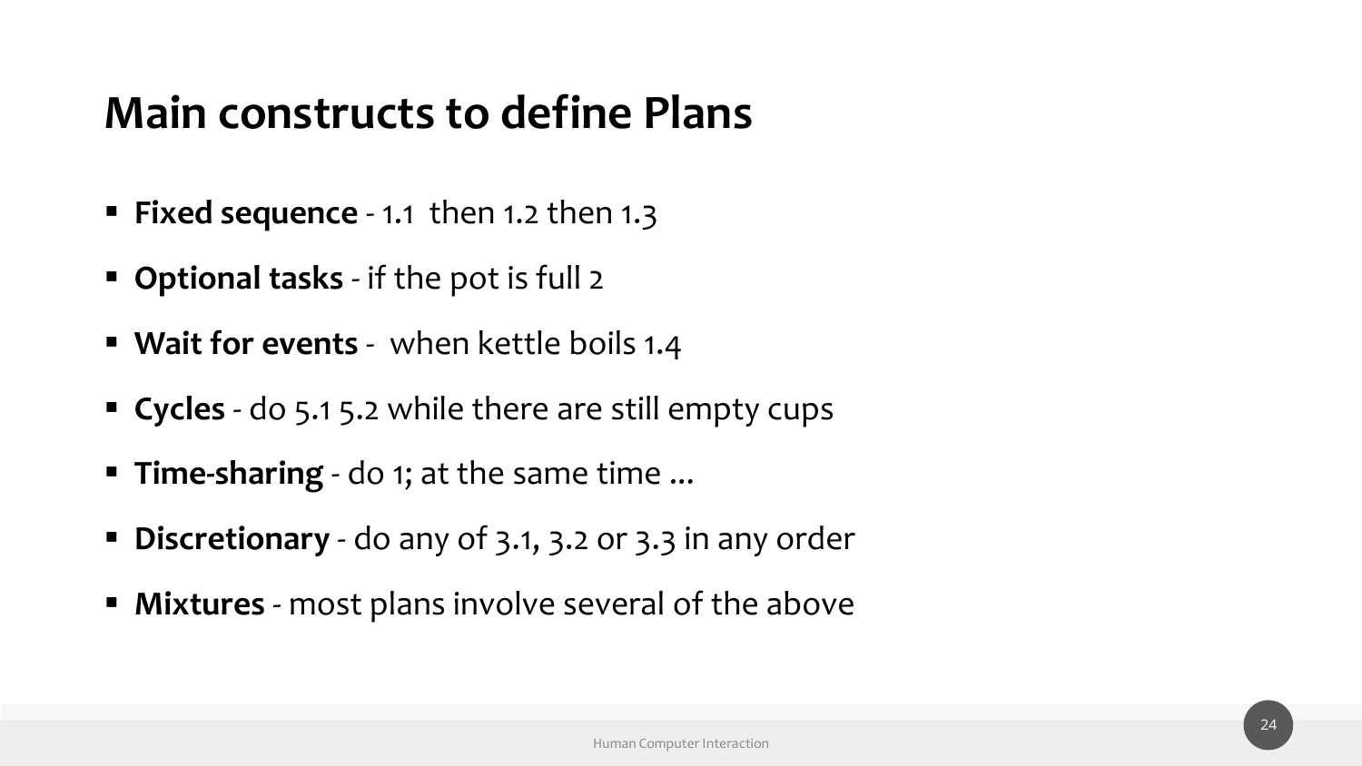# Main constructs to define Plans

- **Fixed sequence** - 1.1 then 1.2 then 1.3
- **Optional tasks** - if the pot is full 2
- **Wait for events** - when kettle boils 1.4
- **Cycles** - do 5.1 5.2 while there are still empty cups
- **Time-sharing** - do 1; at the same time ...
- **Discretionary** - do any of 3.1, 3.2 or 3.3 in any order
- **Mixtures** - most plans involve several of the above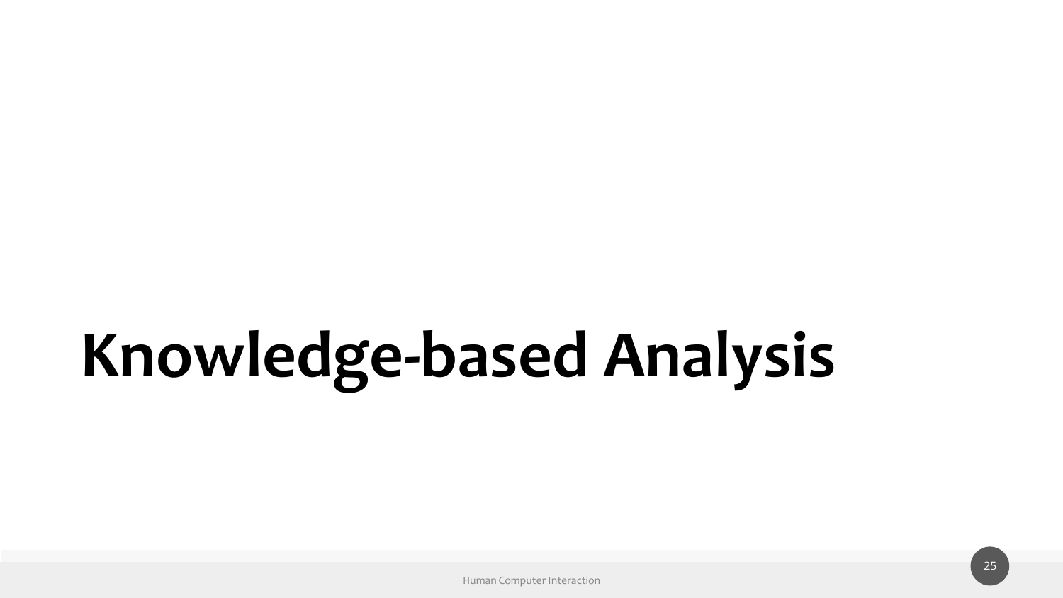# Knowledge-based Analysis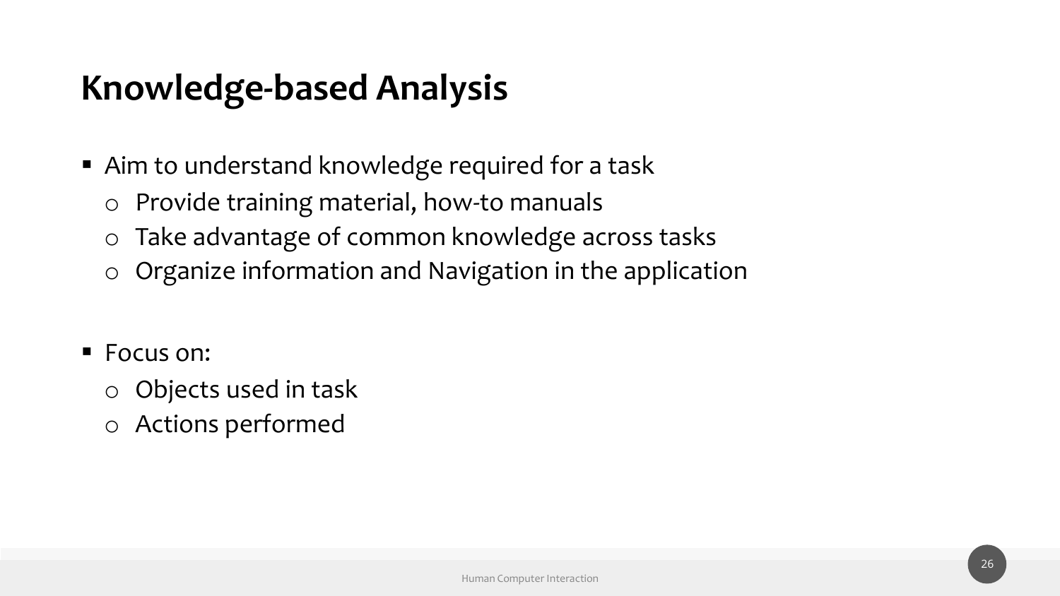# Knowledge-based Analysis

- Aim to understand knowledge required for a task
  - Provide training material, how-to manuals
  - Take advantage of common knowledge across tasks
  - Organize information and Navigation in the application

- Focus on:
  - Objects used in task
  - Actions performed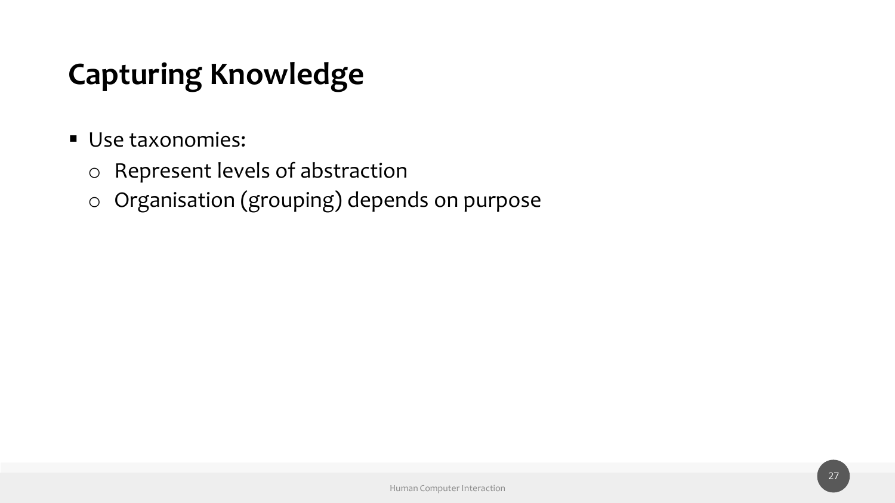# Capturing Knowledge

- Use taxonomies:
  - Represent levels of abstraction
  - Organisation (grouping) depends on purpose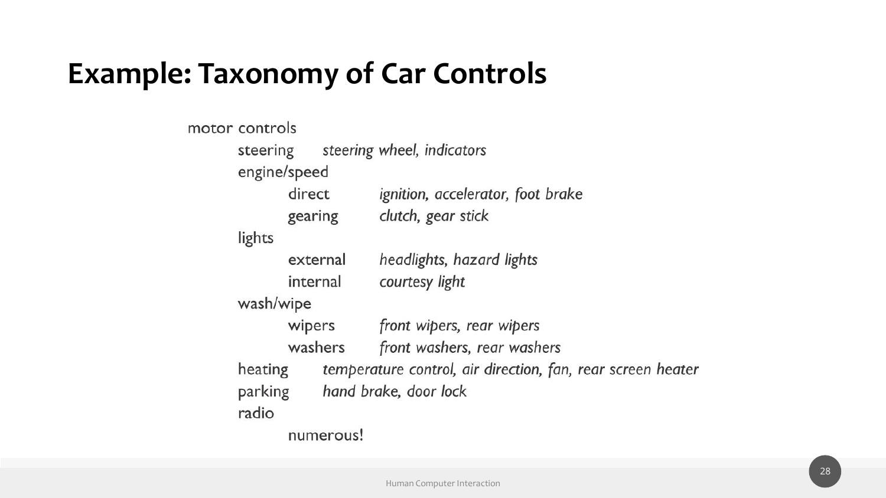# Example: Taxonomy of Car Controls

- motor controls
  - steering — *steering wheel, indicators*
  - engine/speed
    - direct — *ignition, accelerator, foot brake*
    - gearing — *clutch, gear stick*
  - lights
    - external — *headlights, hazard lights*
    - internal — *courtesy light*
  - wash/wipe
    - wipers — *front wipers, rear wipers*
    - washers — *front washers, rear washers*
  - heating — *temperature control, air direction, fan, rear screen heater*
  - parking — *hand brake, door lock*
  - radio
    - numerous!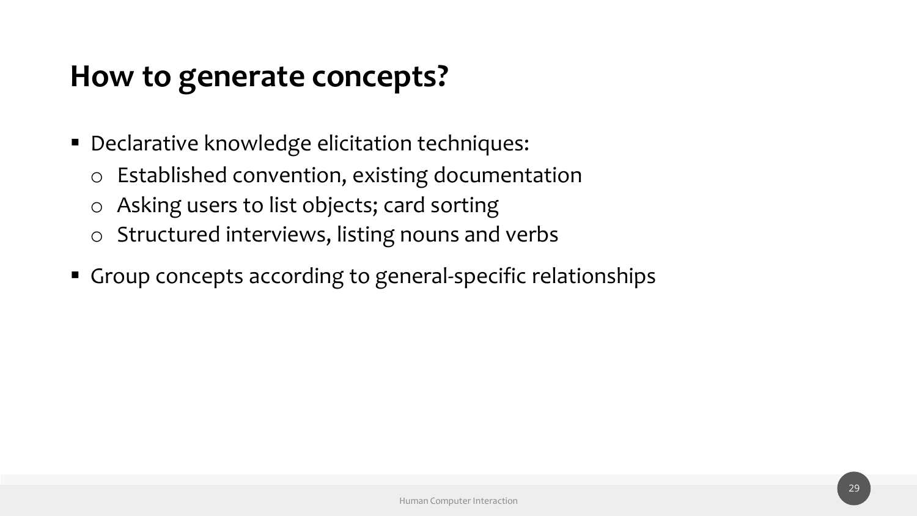# How to generate concepts?

- Declarative knowledge elicitation techniques:
  - Established convention, existing documentation
  - Asking users to list objects; card sorting
  - Structured interviews, listing nouns and verbs
- Group concepts according to general-specific relationships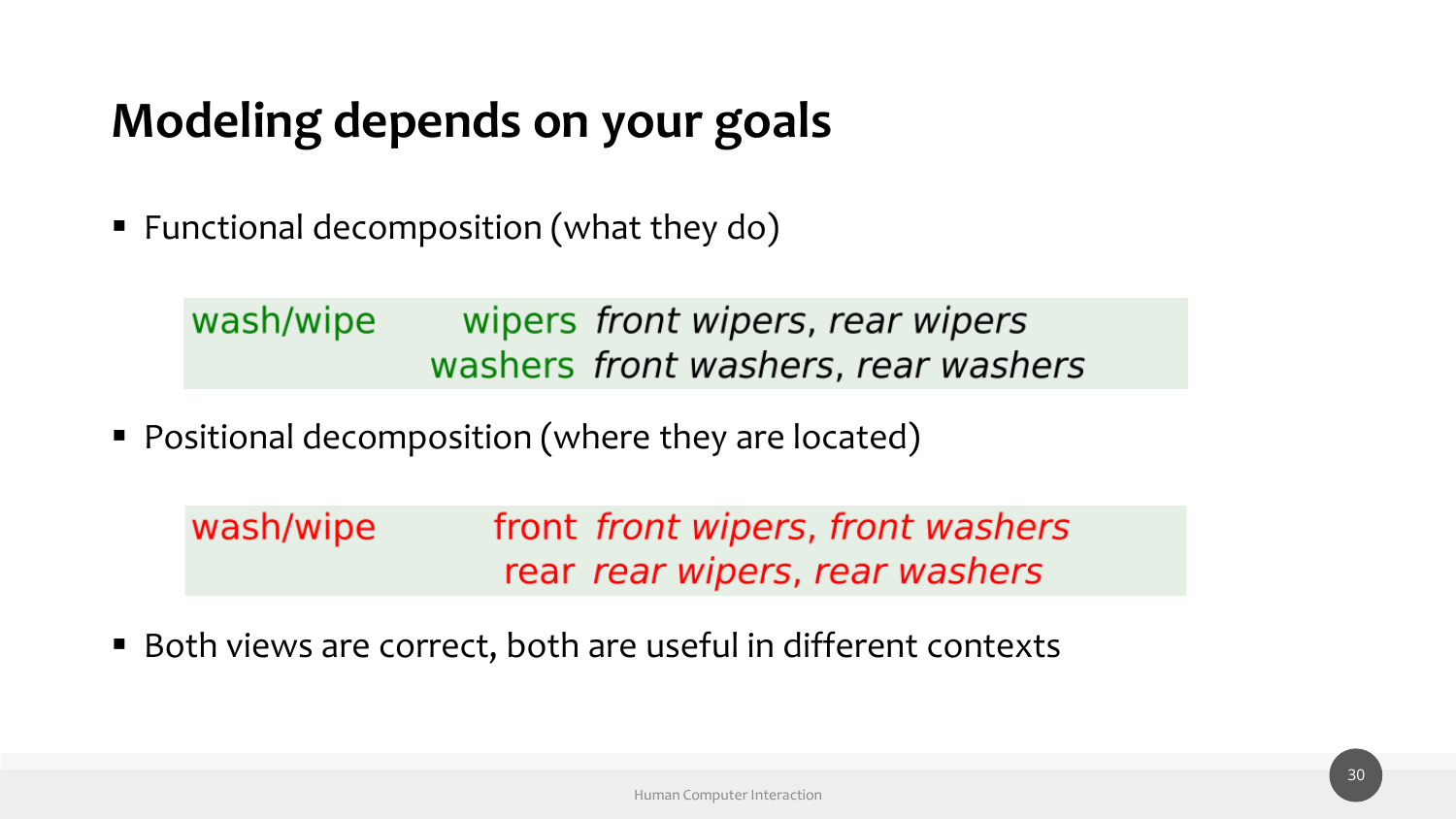# Modeling depends on your goals

- Functional decomposition (what they do)

```
wash/wipe       wipers  front wipers, rear wipers
               washers  front washers, rear washers
```

- Positional decomposition (where they are located)

```
wash/wipe        front  front wipers, front washers
                  rear  rear wipers, rear washers
```

- Both views are correct, both are useful in different contexts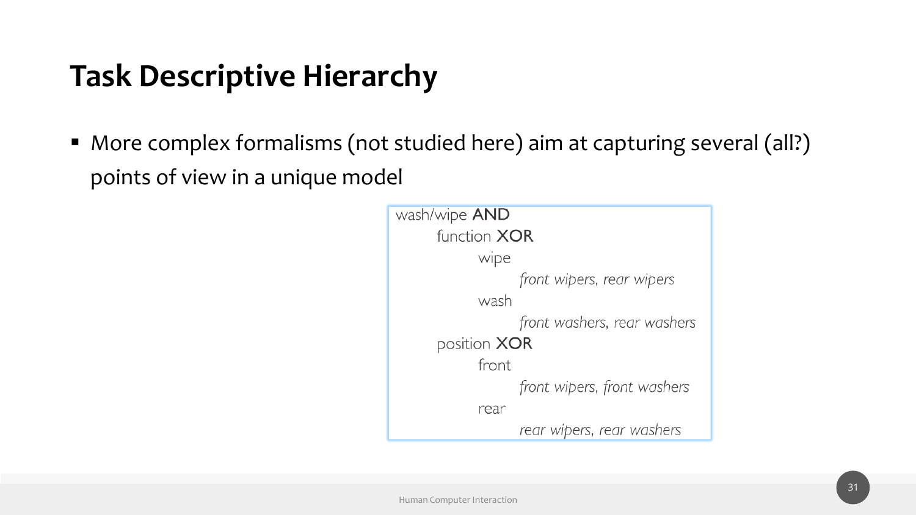# Task Descriptive Hierarchy

- More complex formalisms (not studied here) aim at capturing several (all?) points of view in a unique model

```
wash/wipe AND
    function XOR
        wipe
            front wipers, rear wipers
        wash
            front washers, rear washers
    position XOR
        front
            front wipers, front washers
        rear
            rear wipers, rear washers
```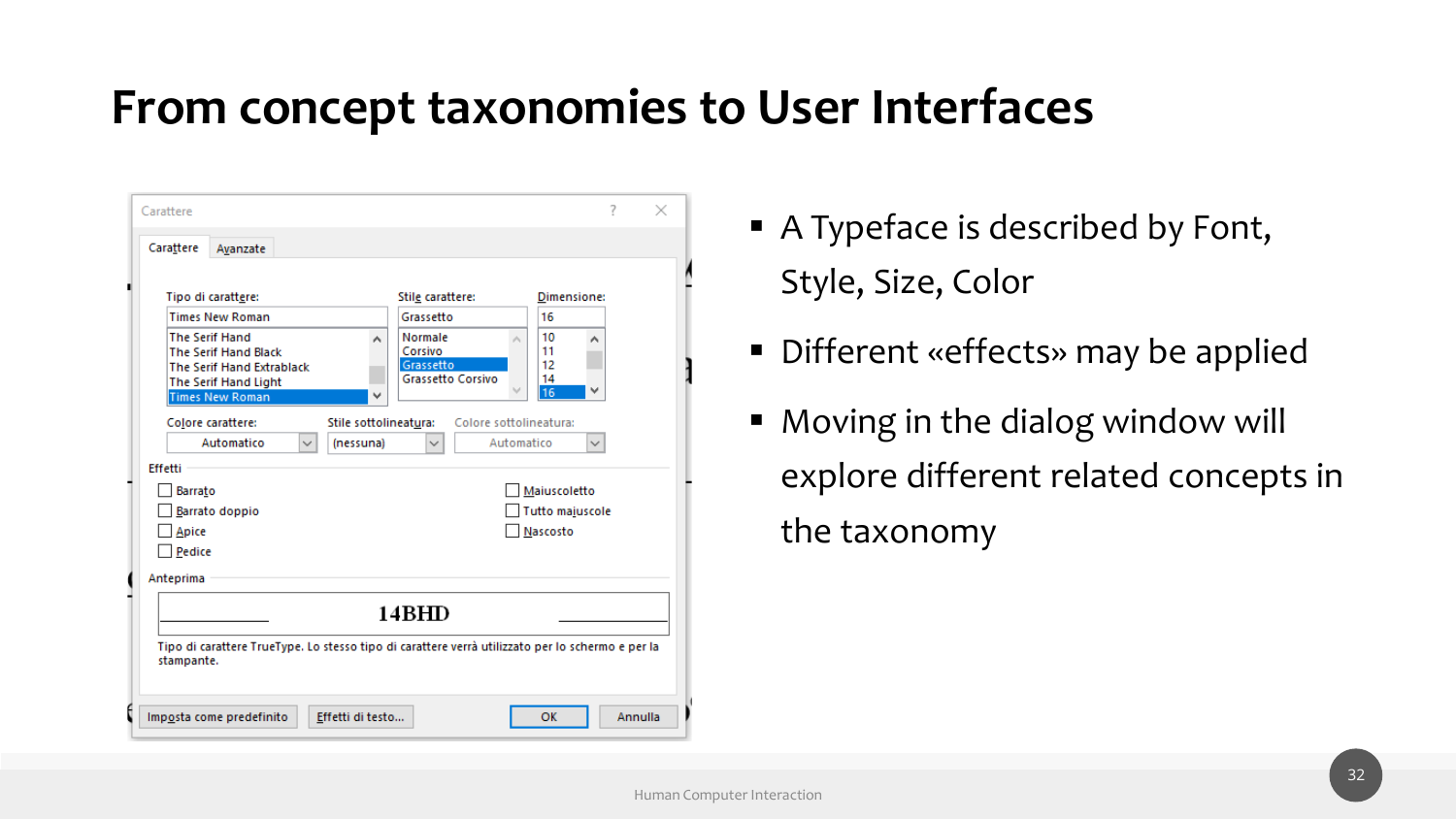# From concept taxonomies to User Interfaces

- A Typeface is described by Font, Style, Size, Color
- Different «effects» may be applied
- Moving in the dialog window will explore different related concepts in the taxonomy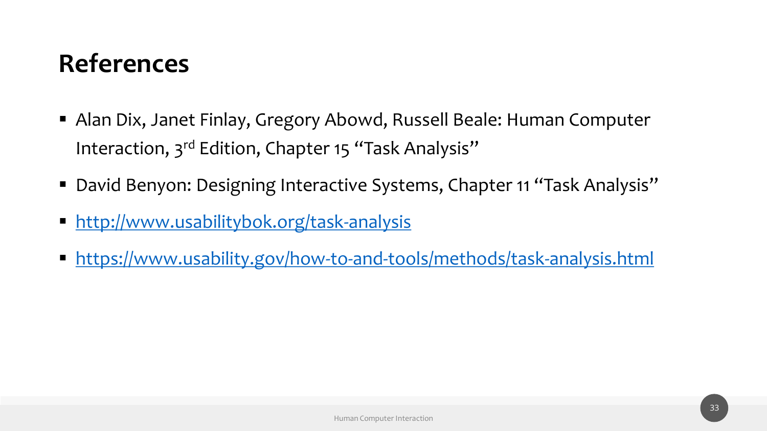# References

- Alan Dix, Janet Finlay, Gregory Abowd, Russell Beale: Human Computer Interaction, 3rd Edition, Chapter 15 "Task Analysis"
- David Benyon: Designing Interactive Systems, Chapter 11 "Task Analysis"
- http://www.usabilitybok.org/task-analysis
- https://www.usability.gov/how-to-and-tools/methods/task-analysis.html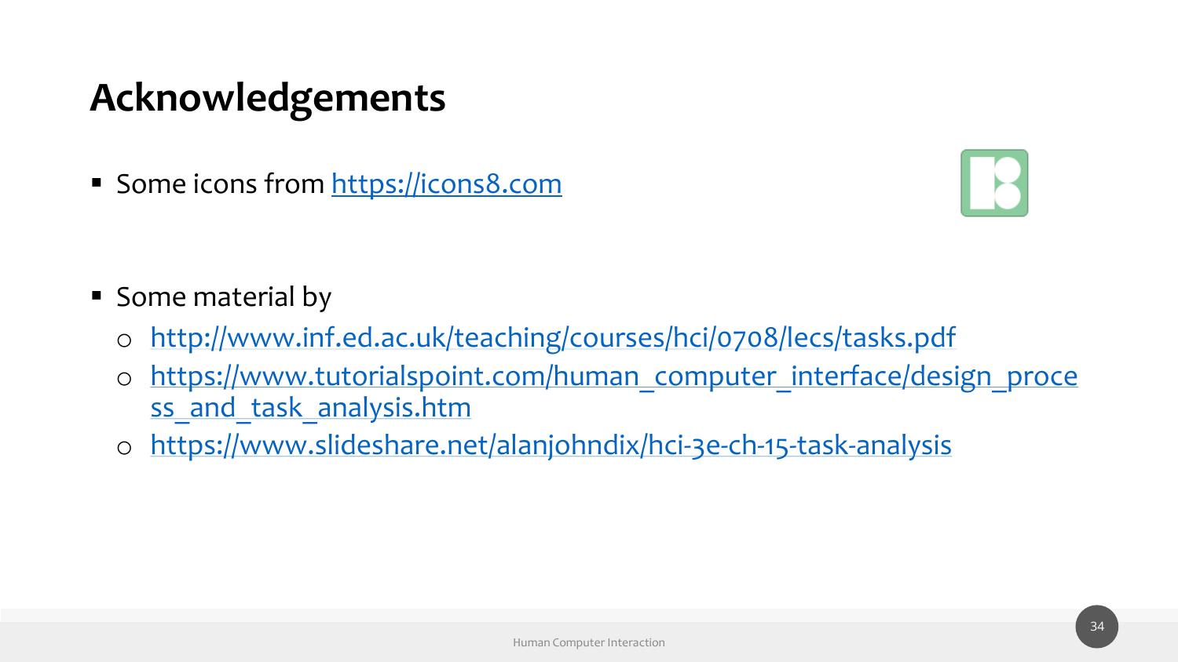# Acknowledgements

- Some icons from [https://icons8.com](https://icons8.com)

- Some material by
  - http://www.inf.ed.ac.uk/teaching/courses/hci/0708/lecs/tasks.pdf
  - https://www.tutorialspoint.com/human_computer_interface/design_process_and_task_analysis.htm
  - https://www.slideshare.net/alanjohndix/hci-3e-ch-15-task-analysis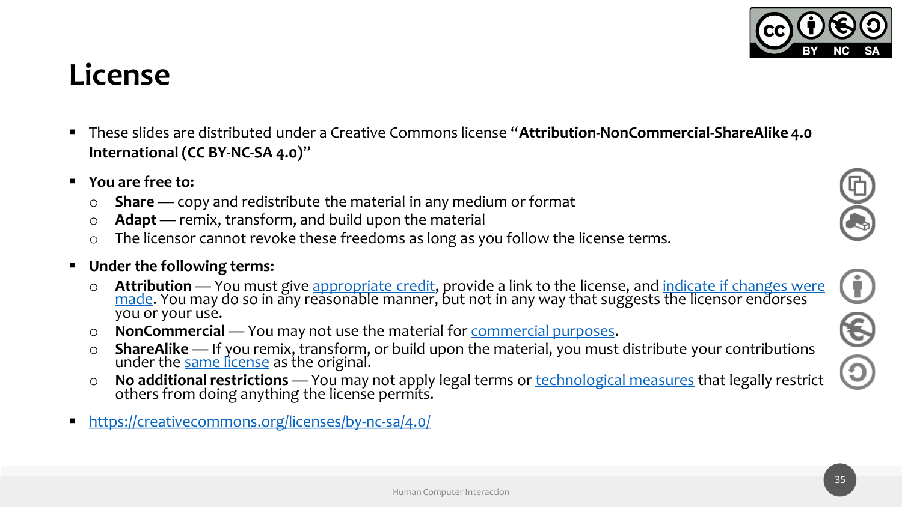# License

- These slides are distributed under a Creative Commons license "**Attribution-NonCommercial-ShareAlike 4.0 International (CC BY-NC-SA 4.0)**"
- **You are free to:**
  - **Share** — copy and redistribute the material in any medium or format
  - **Adapt** — remix, transform, and build upon the material
  - The licensor cannot revoke these freedoms as long as you follow the license terms.
- **Under the following terms:**
  - **Attribution** — You must give appropriate credit, provide a link to the license, and indicate if changes were made. You may do so in any reasonable manner, but not in any way that suggests the licensor endorses you or your use.
  - **NonCommercial** — You may not use the material for commercial purposes.
  - **ShareAlike** — If you remix, transform, or build upon the material, you must distribute your contributions under the same license as the original.
  - **No additional restrictions** — You may not apply legal terms or technological measures that legally restrict others from doing anything the license permits.
- https://creativecommons.org/licenses/by-nc-sa/4.0/